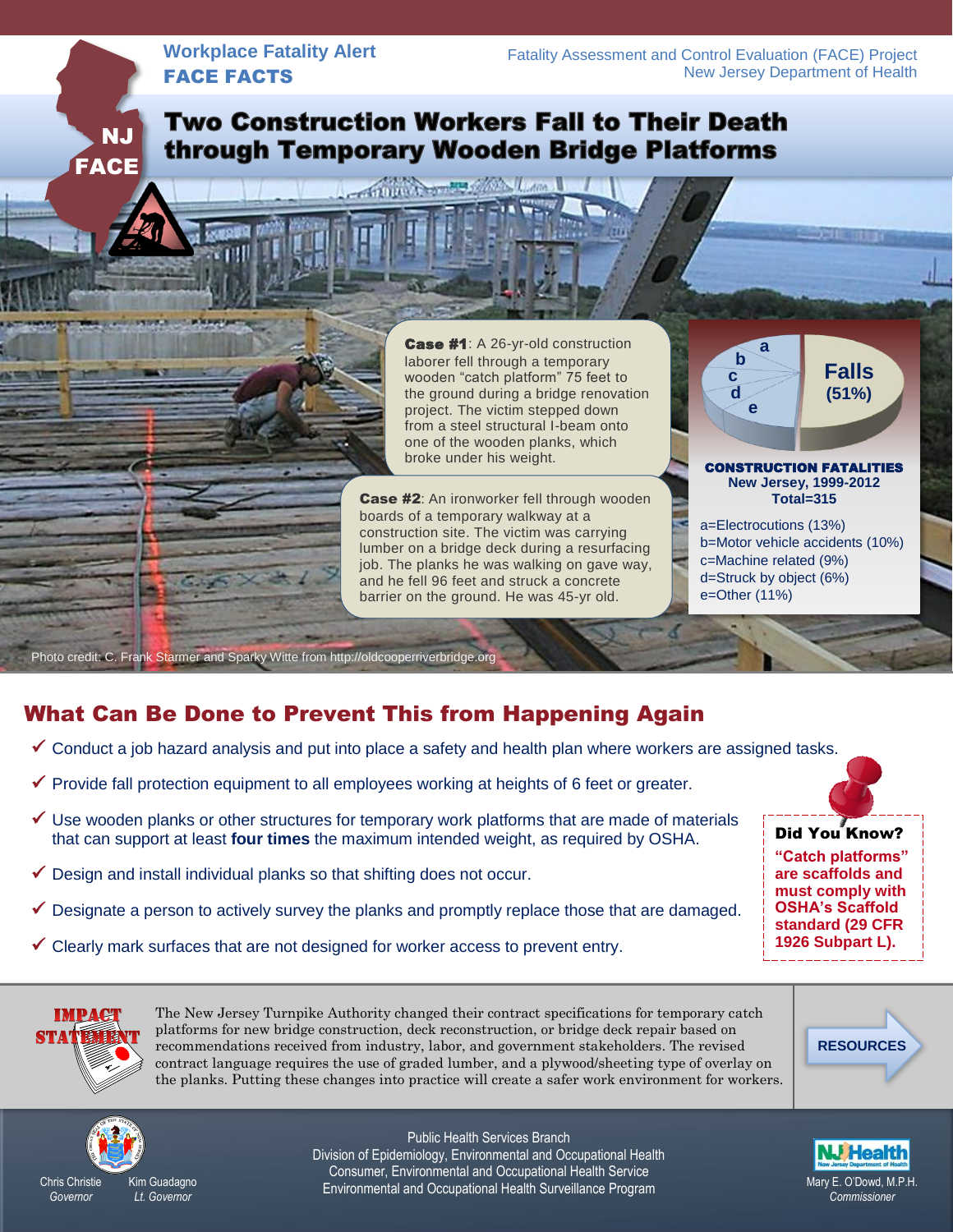Workplace Fatality Alert

**FACE FACTS**

Fatality Assessment and Control Evaluation (FACE) Project
New Jersey Department of Health

NJ FACE

# Two Construction Workers Fall to Their Death through Temporary Wooden Bridge Platforms

**Case #1**: A 26-yr-old construction laborer fell through a temporary wooden "catch platform" 75 feet to the ground during a bridge renovation project. The victim stepped down from a steel structural I-beam onto one of the wooden planks, which broke under his weight.

**Case #2**: An ironworker fell through wooden boards of a temporary walkway at a construction site. The victim was carrying lumber on a bridge deck during a resurfacing job. The planks he was walking on gave way, and he fell 96 feet and struck a concrete barrier on the ground. He was 45-yr old.

**CONSTRUCTION FATALITIES**
New Jersey, 1999-2012
Total=315

Falls (51%)

- a=Electrocutions (13%)
- b=Motor vehicle accidents (10%)
- c=Machine related (9%)
- d=Struck by object (6%)
- e=Other (11%)

Photo credit: C. Frank Starmer and Sparky Witte from http://oldcooperriverbridge.org

## What Can Be Done to Prevent This from Happening Again

- ✓ Conduct a job hazard analysis and put into place a safety and health plan where workers are assigned tasks.
- ✓ Provide fall protection equipment to all employees working at heights of 6 feet or greater.
- ✓ Use wooden planks or other structures for temporary work platforms that are made of materials that can support at least **four times** the maximum intended weight, as required by OSHA.
- ✓ Design and install individual planks so that shifting does not occur.
- ✓ Designate a person to actively survey the planks and promptly replace those that are damaged.
- ✓ Clearly mark surfaces that are not designed for worker access to prevent entry.

**Did You Know?**
**"Catch platforms" are scaffolds and must comply with OSHA's Scaffold standard (29 CFR 1926 Subpart L).**

**IMPACT STATEMENT**

The New Jersey Turnpike Authority changed their contract specifications for temporary catch platforms for new bridge construction, deck reconstruction, or bridge deck repair based on recommendations received from industry, labor, and government stakeholders. The revised contract language requires the use of graded lumber, and a plywood/sheeting type of overlay on the planks. Putting these changes into practice will create a safer work environment for workers.

**RESOURCES**

Chris Christie, *Governor*
Kim Guadagno, *Lt. Governor*

Public Health Services Branch
Division of Epidemiology, Environmental and Occupational Health
Consumer, Environmental and Occupational Health Service
Environmental and Occupational Health Surveillance Program

NJ Health — New Jersey Department of Health
Mary E. O'Dowd, M.P.H., *Commissioner*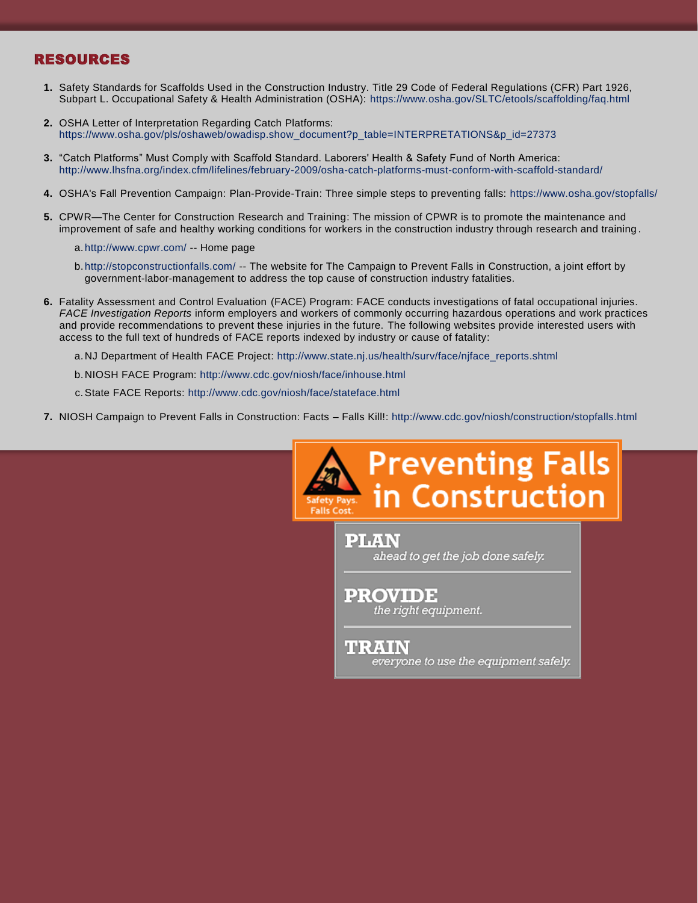## RESOURCES

1. Safety Standards for Scaffolds Used in the Construction Industry. Title 29 Code of Federal Regulations (CFR) Part 1926, Subpart L. Occupational Safety & Health Administration (OSHA): https://www.osha.gov/SLTC/etools/scaffolding/faq.html

2. OSHA Letter of Interpretation Regarding Catch Platforms: https://www.osha.gov/pls/oshaweb/owadisp.show_document?p_table=INTERPRETATIONS&p_id=27373

3. "Catch Platforms" Must Comply with Scaffold Standard. Laborers' Health & Safety Fund of North America: http://www.lhsfna.org/index.cfm/lifelines/february-2009/osha-catch-platforms-must-conform-with-scaffold-standard/

4. OSHA's Fall Prevention Campaign: Plan-Provide-Train: Three simple steps to preventing falls: https://www.osha.gov/stopfalls/

5. CPWR—The Center for Construction Research and Training: The mission of CPWR is to promote the maintenance and improvement of safe and healthy working conditions for workers in the construction industry through research and training.

   a. http://www.cpwr.com/ -- Home page

   b. http://stopconstructionfalls.com/ -- The website for The Campaign to Prevent Falls in Construction, a joint effort by government-labor-management to address the top cause of construction industry fatalities.

6. Fatality Assessment and Control Evaluation (FACE) Program: FACE conducts investigations of fatal occupational injuries. *FACE Investigation Reports* inform employers and workers of commonly occurring hazardous operations and work practices and provide recommendations to prevent these injuries in the future. The following websites provide interested users with access to the full text of hundreds of FACE reports indexed by industry or cause of fatality:

   a. NJ Department of Health FACE Project: http://www.state.nj.us/health/surv/face/njface_reports.shtml

   b. NIOSH FACE Program: http://www.cdc.gov/niosh/face/inhouse.html

   c. State FACE Reports: http://www.cdc.gov/niosh/face/stateface.html

7. NIOSH Campaign to Prevent Falls in Construction: Facts – Falls Kill!: http://www.cdc.gov/niosh/construction/stopfalls.html

Safety Pays. Falls Cost.

**Preventing Falls in Construction**

**PLAN**
*ahead to get the job done safely.*

**PROVIDE**
*the right equipment.*

**TRAIN**
*everyone to use the equipment safely.*